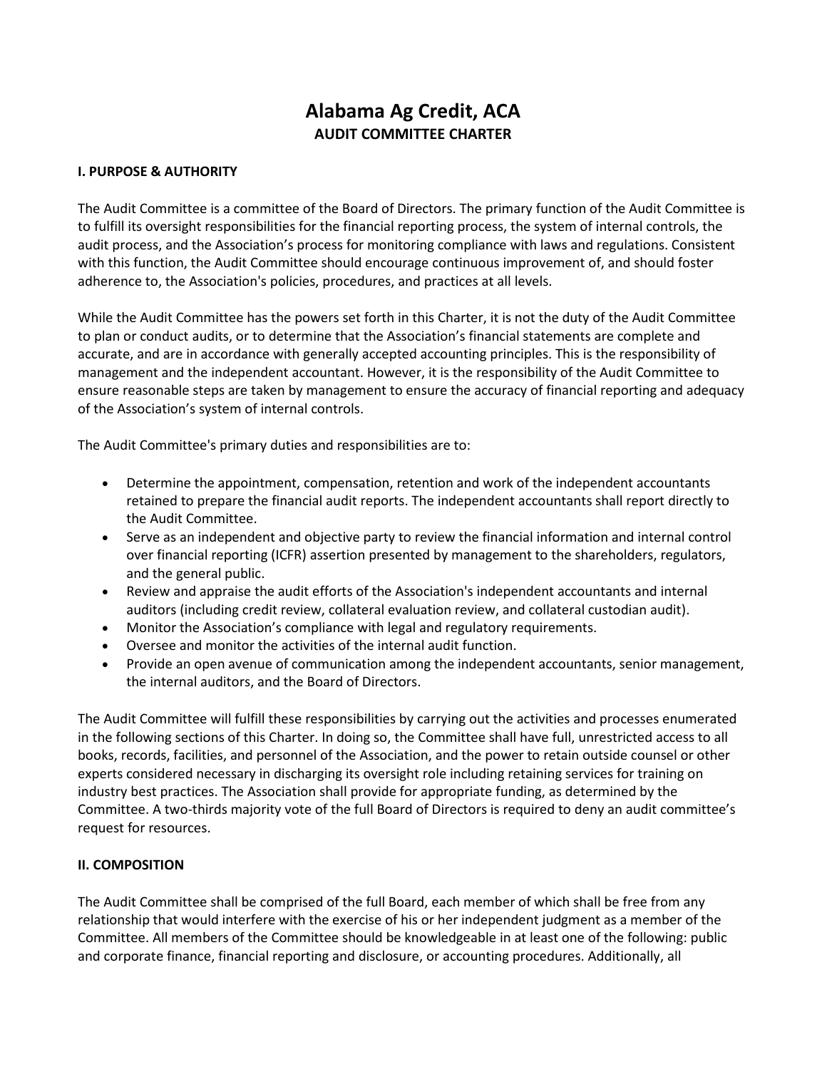# Alabama Ag Credit, ACA

## AUDIT COMMITTEE CHARTER

### I. PURPOSE & AUTHORITY

The Audit Committee is a committee of the Board of Directors. The primary function of the Audit Committee is to fulfill its oversight responsibilities for the financial reporting process, the system of internal controls, the audit process, and the Association's process for monitoring compliance with laws and regulations. Consistent with this function, the Audit Committee should encourage continuous improvement of, and should foster adherence to, the Association's policies, procedures, and practices at all levels.

While the Audit Committee has the powers set forth in this Charter, it is not the duty of the Audit Committee to plan or conduct audits, or to determine that the Association's financial statements are complete and accurate, and are in accordance with generally accepted accounting principles. This is the responsibility of management and the independent accountant. However, it is the responsibility of the Audit Committee to ensure reasonable steps are taken by management to ensure the accuracy of financial reporting and adequacy of the Association's system of internal controls.

The Audit Committee's primary duties and responsibilities are to:

- Determine the appointment, compensation, retention and work of the independent accountants retained to prepare the financial audit reports. The independent accountants shall report directly to the Audit Committee.
- Serve as an independent and objective party to review the financial information and internal control over financial reporting (ICFR) assertion presented by management to the shareholders, regulators, and the general public.
- Review and appraise the audit efforts of the Association's independent accountants and internal auditors (including credit review, collateral evaluation review, and collateral custodian audit).
- Monitor the Association's compliance with legal and regulatory requirements.
- Oversee and monitor the activities of the internal audit function.
- Provide an open avenue of communication among the independent accountants, senior management, the internal auditors, and the Board of Directors.

The Audit Committee will fulfill these responsibilities by carrying out the activities and processes enumerated in the following sections of this Charter. In doing so, the Committee shall have full, unrestricted access to all books, records, facilities, and personnel of the Association, and the power to retain outside counsel or other experts considered necessary in discharging its oversight role including retaining services for training on industry best practices. The Association shall provide for appropriate funding, as determined by the Committee. A two-thirds majority vote of the full Board of Directors is required to deny an audit committee's request for resources.

### II. COMPOSITION

The Audit Committee shall be comprised of the full Board, each member of which shall be free from any relationship that would interfere with the exercise of his or her independent judgment as a member of the Committee. All members of the Committee should be knowledgeable in at least one of the following: public and corporate finance, financial reporting and disclosure, or accounting procedures. Additionally, all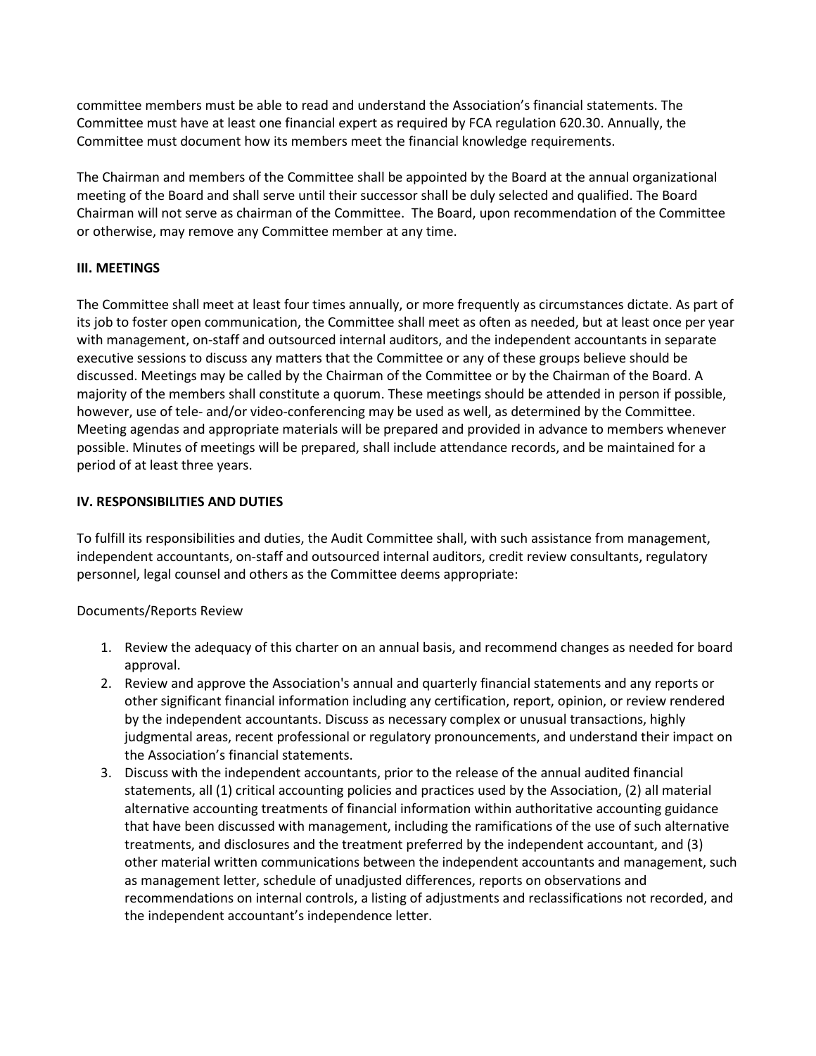committee members must be able to read and understand the Association's financial statements. The Committee must have at least one financial expert as required by FCA regulation 620.30. Annually, the Committee must document how its members meet the financial knowledge requirements.

The Chairman and members of the Committee shall be appointed by the Board at the annual organizational meeting of the Board and shall serve until their successor shall be duly selected and qualified. The Board Chairman will not serve as chairman of the Committee. The Board, upon recommendation of the Committee or otherwise, may remove any Committee member at any time.

**III. MEETINGS**

The Committee shall meet at least four times annually, or more frequently as circumstances dictate. As part of its job to foster open communication, the Committee shall meet as often as needed, but at least once per year with management, on-staff and outsourced internal auditors, and the independent accountants in separate executive sessions to discuss any matters that the Committee or any of these groups believe should be discussed. Meetings may be called by the Chairman of the Committee or by the Chairman of the Board. A majority of the members shall constitute a quorum. These meetings should be attended in person if possible, however, use of tele- and/or video-conferencing may be used as well, as determined by the Committee. Meeting agendas and appropriate materials will be prepared and provided in advance to members whenever possible. Minutes of meetings will be prepared, shall include attendance records, and be maintained for a period of at least three years.

**IV. RESPONSIBILITIES AND DUTIES**

To fulfill its responsibilities and duties, the Audit Committee shall, with such assistance from management, independent accountants, on-staff and outsourced internal auditors, credit review consultants, regulatory personnel, legal counsel and others as the Committee deems appropriate:

Documents/Reports Review

1. Review the adequacy of this charter on an annual basis, and recommend changes as needed for board approval.
2. Review and approve the Association's annual and quarterly financial statements and any reports or other significant financial information including any certification, report, opinion, or review rendered by the independent accountants. Discuss as necessary complex or unusual transactions, highly judgmental areas, recent professional or regulatory pronouncements, and understand their impact on the Association's financial statements.
3. Discuss with the independent accountants, prior to the release of the annual audited financial statements, all (1) critical accounting policies and practices used by the Association, (2) all material alternative accounting treatments of financial information within authoritative accounting guidance that have been discussed with management, including the ramifications of the use of such alternative treatments, and disclosures and the treatment preferred by the independent accountant, and (3) other material written communications between the independent accountants and management, such as management letter, schedule of unadjusted differences, reports on observations and recommendations on internal controls, a listing of adjustments and reclassifications not recorded, and the independent accountant's independence letter.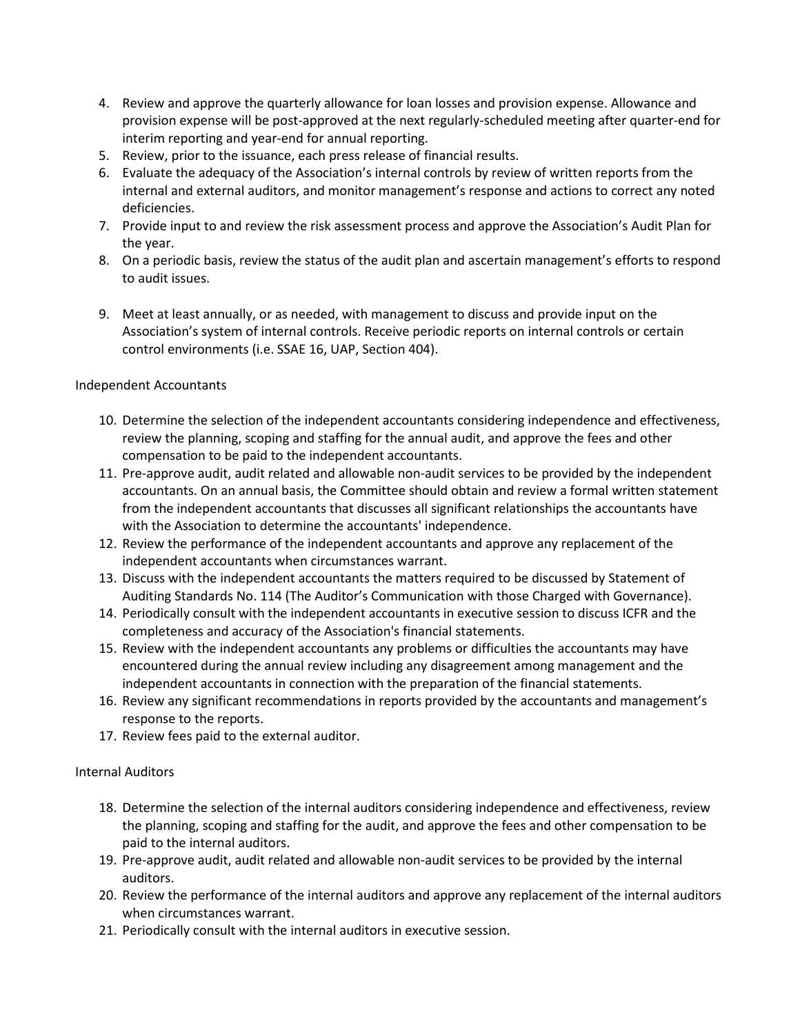4. Review and approve the quarterly allowance for loan losses and provision expense. Allowance and provision expense will be post-approved at the next regularly-scheduled meeting after quarter-end for interim reporting and year-end for annual reporting.
5. Review, prior to the issuance, each press release of financial results.
6. Evaluate the adequacy of the Association's internal controls by review of written reports from the internal and external auditors, and monitor management's response and actions to correct any noted deficiencies.
7. Provide input to and review the risk assessment process and approve the Association's Audit Plan for the year.
8. On a periodic basis, review the status of the audit plan and ascertain management's efforts to respond to audit issues.

9. Meet at least annually, or as needed, with management to discuss and provide input on the Association's system of internal controls. Receive periodic reports on internal controls or certain control environments (i.e. SSAE 16, UAP, Section 404).

Independent Accountants

10. Determine the selection of the independent accountants considering independence and effectiveness, review the planning, scoping and staffing for the annual audit, and approve the fees and other compensation to be paid to the independent accountants.
11. Pre-approve audit, audit related and allowable non-audit services to be provided by the independent accountants. On an annual basis, the Committee should obtain and review a formal written statement from the independent accountants that discusses all significant relationships the accountants have with the Association to determine the accountants' independence.
12. Review the performance of the independent accountants and approve any replacement of the independent accountants when circumstances warrant.
13. Discuss with the independent accountants the matters required to be discussed by Statement of Auditing Standards No. 114 (The Auditor's Communication with those Charged with Governance).
14. Periodically consult with the independent accountants in executive session to discuss ICFR and the completeness and accuracy of the Association's financial statements.
15. Review with the independent accountants any problems or difficulties the accountants may have encountered during the annual review including any disagreement among management and the independent accountants in connection with the preparation of the financial statements.
16. Review any significant recommendations in reports provided by the accountants and management's response to the reports.
17. Review fees paid to the external auditor.

Internal Auditors

18. Determine the selection of the internal auditors considering independence and effectiveness, review the planning, scoping and staffing for the audit, and approve the fees and other compensation to be paid to the internal auditors.
19. Pre-approve audit, audit related and allowable non-audit services to be provided by the internal auditors.
20. Review the performance of the internal auditors and approve any replacement of the internal auditors when circumstances warrant.
21. Periodically consult with the internal auditors in executive session.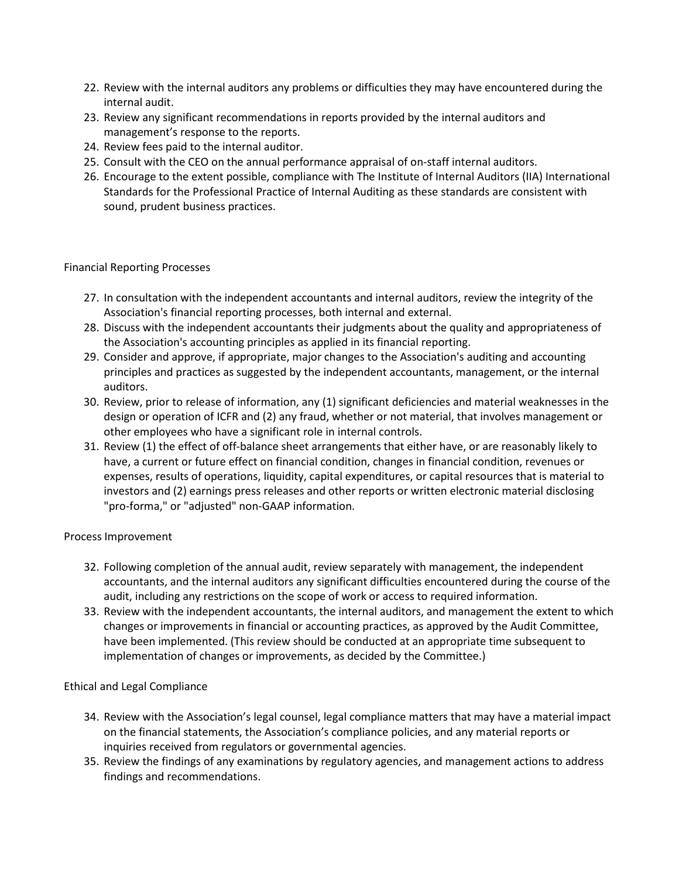22. Review with the internal auditors any problems or difficulties they may have encountered during the internal audit.
23. Review any significant recommendations in reports provided by the internal auditors and management's response to the reports.
24. Review fees paid to the internal auditor.
25. Consult with the CEO on the annual performance appraisal of on-staff internal auditors.
26. Encourage to the extent possible, compliance with The Institute of Internal Auditors (IIA) International Standards for the Professional Practice of Internal Auditing as these standards are consistent with sound, prudent business practices.

Financial Reporting Processes

27. In consultation with the independent accountants and internal auditors, review the integrity of the Association's financial reporting processes, both internal and external.
28. Discuss with the independent accountants their judgments about the quality and appropriateness of the Association's accounting principles as applied in its financial reporting.
29. Consider and approve, if appropriate, major changes to the Association's auditing and accounting principles and practices as suggested by the independent accountants, management, or the internal auditors.
30. Review, prior to release of information, any (1) significant deficiencies and material weaknesses in the design or operation of ICFR and (2) any fraud, whether or not material, that involves management or other employees who have a significant role in internal controls.
31. Review (1) the effect of off-balance sheet arrangements that either have, or are reasonably likely to have, a current or future effect on financial condition, changes in financial condition, revenues or expenses, results of operations, liquidity, capital expenditures, or capital resources that is material to investors and (2) earnings press releases and other reports or written electronic material disclosing "pro-forma," or "adjusted" non-GAAP information.

Process Improvement

32. Following completion of the annual audit, review separately with management, the independent accountants, and the internal auditors any significant difficulties encountered during the course of the audit, including any restrictions on the scope of work or access to required information.
33. Review with the independent accountants, the internal auditors, and management the extent to which changes or improvements in financial or accounting practices, as approved by the Audit Committee, have been implemented. (This review should be conducted at an appropriate time subsequent to implementation of changes or improvements, as decided by the Committee.)

Ethical and Legal Compliance

34. Review with the Association's legal counsel, legal compliance matters that may have a material impact on the financial statements, the Association's compliance policies, and any material reports or inquiries received from regulators or governmental agencies.
35. Review the findings of any examinations by regulatory agencies, and management actions to address findings and recommendations.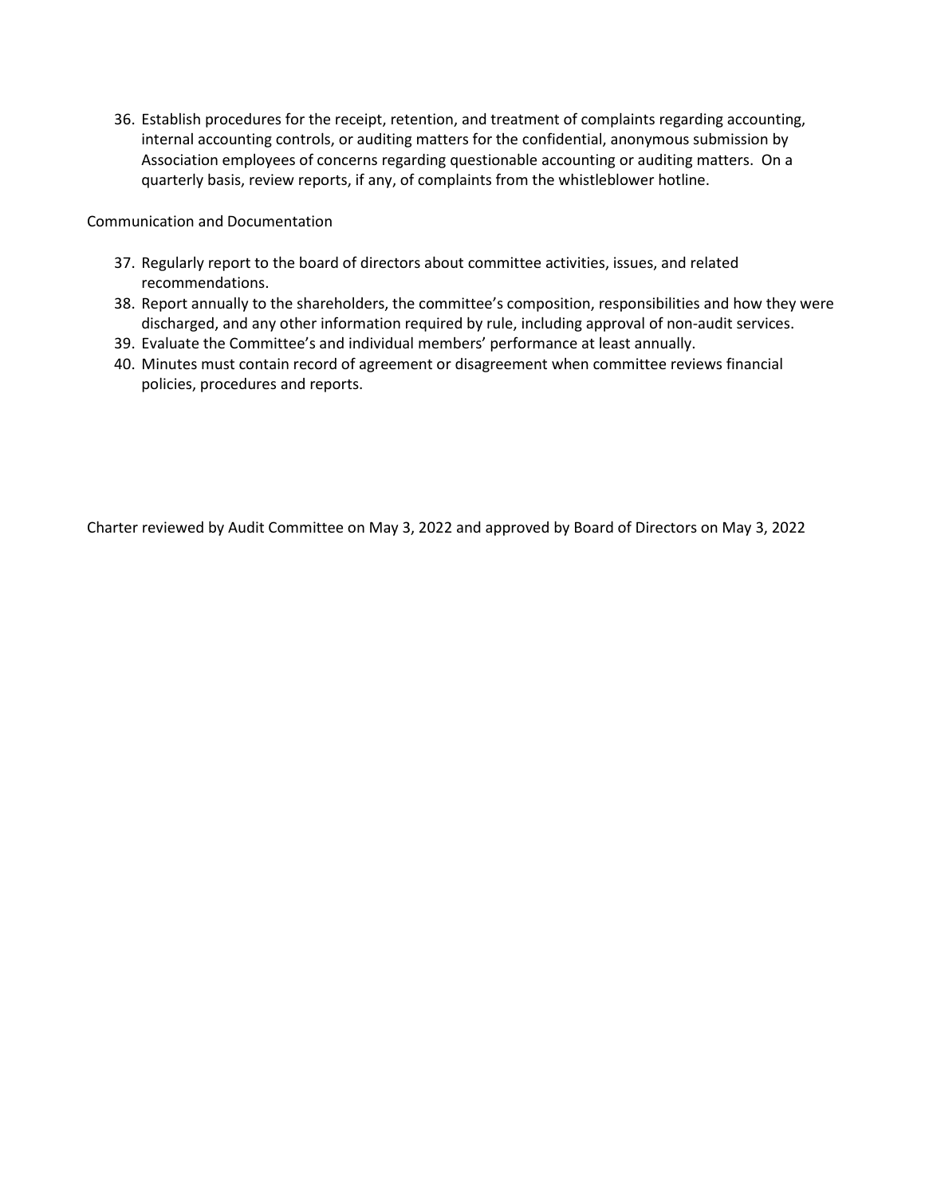36. Establish procedures for the receipt, retention, and treatment of complaints regarding accounting, internal accounting controls, or auditing matters for the confidential, anonymous submission by Association employees of concerns regarding questionable accounting or auditing matters. On a quarterly basis, review reports, if any, of complaints from the whistleblower hotline.

Communication and Documentation

37. Regularly report to the board of directors about committee activities, issues, and related recommendations.
38. Report annually to the shareholders, the committee's composition, responsibilities and how they were discharged, and any other information required by rule, including approval of non-audit services.
39. Evaluate the Committee's and individual members' performance at least annually.
40. Minutes must contain record of agreement or disagreement when committee reviews financial policies, procedures and reports.

Charter reviewed by Audit Committee on May 3, 2022 and approved by Board of Directors on May 3, 2022